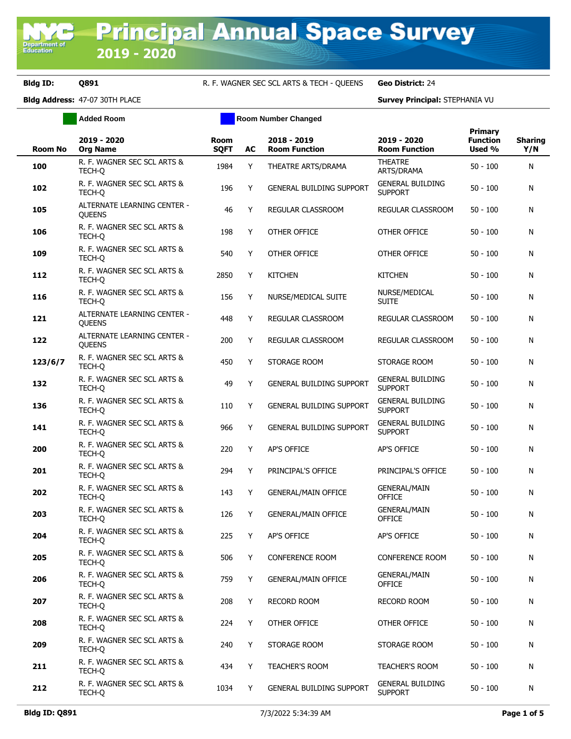# Principal Annual Space Survey 2019 - 2020

**Bldg ID:** Q891 R. F. WAGNER SEC SCL ARTS & TECH - QUEENS **Geo District:** 24

**Bldg Address:** 47-07 30TH PLACE **Survey Principal:** STEPHANIA VU

Added Room | Room Number Changed

| Room No | 2019 - 2020 Org Name | Room SQFT | AC | 2018 - 2019 Room Function | 2019 - 2020 Room Function | Primary Function Used % | Sharing Y/N |
|---|---|---|---|---|---|---|---|
| 100 | R. F. WAGNER SEC SCL ARTS & TECH-Q | 1984 | Y | THEATRE ARTS/DRAMA | THEATRE ARTS/DRAMA | 50 - 100 | N |
| 102 | R. F. WAGNER SEC SCL ARTS & TECH-Q | 196 | Y | GENERAL BUILDING SUPPORT | GENERAL BUILDING SUPPORT | 50 - 100 | N |
| 105 | ALTERNATE LEARNING CENTER - QUEENS | 46 | Y | REGULAR CLASSROOM | REGULAR CLASSROOM | 50 - 100 | N |
| 106 | R. F. WAGNER SEC SCL ARTS & TECH-Q | 198 | Y | OTHER OFFICE | OTHER OFFICE | 50 - 100 | N |
| 109 | R. F. WAGNER SEC SCL ARTS & TECH-Q | 540 | Y | OTHER OFFICE | OTHER OFFICE | 50 - 100 | N |
| 112 | R. F. WAGNER SEC SCL ARTS & TECH-Q | 2850 | Y | KITCHEN | KITCHEN | 50 - 100 | N |
| 116 | R. F. WAGNER SEC SCL ARTS & TECH-Q | 156 | Y | NURSE/MEDICAL SUITE | NURSE/MEDICAL SUITE | 50 - 100 | N |
| 121 | ALTERNATE LEARNING CENTER - QUEENS | 448 | Y | REGULAR CLASSROOM | REGULAR CLASSROOM | 50 - 100 | N |
| 122 | ALTERNATE LEARNING CENTER - QUEENS | 200 | Y | REGULAR CLASSROOM | REGULAR CLASSROOM | 50 - 100 | N |
| 123/6/7 | R. F. WAGNER SEC SCL ARTS & TECH-Q | 450 | Y | STORAGE ROOM | STORAGE ROOM | 50 - 100 | N |
| 132 | R. F. WAGNER SEC SCL ARTS & TECH-Q | 49 | Y | GENERAL BUILDING SUPPORT | GENERAL BUILDING SUPPORT | 50 - 100 | N |
| 136 | R. F. WAGNER SEC SCL ARTS & TECH-Q | 110 | Y | GENERAL BUILDING SUPPORT | GENERAL BUILDING SUPPORT | 50 - 100 | N |
| 141 | R. F. WAGNER SEC SCL ARTS & TECH-Q | 966 | Y | GENERAL BUILDING SUPPORT | GENERAL BUILDING SUPPORT | 50 - 100 | N |
| 200 | R. F. WAGNER SEC SCL ARTS & TECH-Q | 220 | Y | AP'S OFFICE | AP'S OFFICE | 50 - 100 | N |
| 201 | R. F. WAGNER SEC SCL ARTS & TECH-Q | 294 | Y | PRINCIPAL'S OFFICE | PRINCIPAL'S OFFICE | 50 - 100 | N |
| 202 | R. F. WAGNER SEC SCL ARTS & TECH-Q | 143 | Y | GENERAL/MAIN OFFICE | GENERAL/MAIN OFFICE | 50 - 100 | N |
| 203 | R. F. WAGNER SEC SCL ARTS & TECH-Q | 126 | Y | GENERAL/MAIN OFFICE | GENERAL/MAIN OFFICE | 50 - 100 | N |
| 204 | R. F. WAGNER SEC SCL ARTS & TECH-Q | 225 | Y | AP'S OFFICE | AP'S OFFICE | 50 - 100 | N |
| 205 | R. F. WAGNER SEC SCL ARTS & TECH-Q | 506 | Y | CONFERENCE ROOM | CONFERENCE ROOM | 50 - 100 | N |
| 206 | R. F. WAGNER SEC SCL ARTS & TECH-Q | 759 | Y | GENERAL/MAIN OFFICE | GENERAL/MAIN OFFICE | 50 - 100 | N |
| 207 | R. F. WAGNER SEC SCL ARTS & TECH-Q | 208 | Y | RECORD ROOM | RECORD ROOM | 50 - 100 | N |
| 208 | R. F. WAGNER SEC SCL ARTS & TECH-Q | 224 | Y | OTHER OFFICE | OTHER OFFICE | 50 - 100 | N |
| 209 | R. F. WAGNER SEC SCL ARTS & TECH-Q | 240 | Y | STORAGE ROOM | STORAGE ROOM | 50 - 100 | N |
| 211 | R. F. WAGNER SEC SCL ARTS & TECH-Q | 434 | Y | TEACHER'S ROOM | TEACHER'S ROOM | 50 - 100 | N |
| 212 | R. F. WAGNER SEC SCL ARTS & TECH-Q | 1034 | Y | GENERAL BUILDING SUPPORT | GENERAL BUILDING SUPPORT | 50 - 100 | N |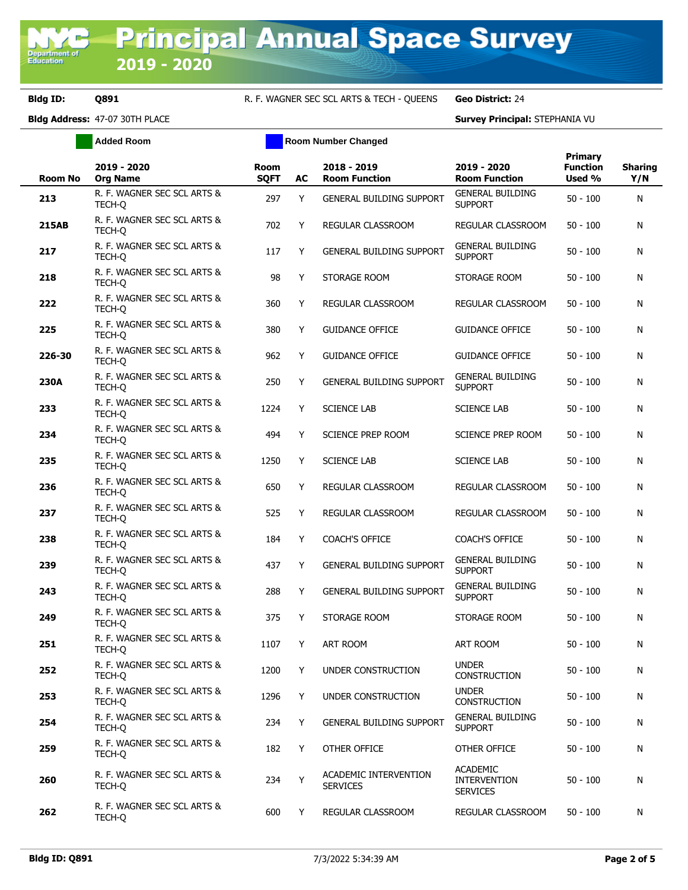# Principal Annual Space Survey 2019 - 2020

**Bldg ID:** Q891 R. F. WAGNER SEC SCL ARTS & TECH - QUEENS **Geo District:** 24

**Bldg Address:** 47-07 30TH PLACE **Survey Principal:** STEPHANIA VU

Added Room | Room Number Changed

| Room No | 2019 - 2020 Org Name | Room SQFT | AC | 2018 - 2019 Room Function | 2019 - 2020 Room Function | Primary Function Used % | Sharing Y/N |
|---|---|---|---|---|---|---|---|
| 213 | R. F. WAGNER SEC SCL ARTS & TECH-Q | 297 | Y | GENERAL BUILDING SUPPORT | GENERAL BUILDING SUPPORT | 50 - 100 | N |
| 215AB | R. F. WAGNER SEC SCL ARTS & TECH-Q | 702 | Y | REGULAR CLASSROOM | REGULAR CLASSROOM | 50 - 100 | N |
| 217 | R. F. WAGNER SEC SCL ARTS & TECH-Q | 117 | Y | GENERAL BUILDING SUPPORT | GENERAL BUILDING SUPPORT | 50 - 100 | N |
| 218 | R. F. WAGNER SEC SCL ARTS & TECH-Q | 98 | Y | STORAGE ROOM | STORAGE ROOM | 50 - 100 | N |
| 222 | R. F. WAGNER SEC SCL ARTS & TECH-Q | 360 | Y | REGULAR CLASSROOM | REGULAR CLASSROOM | 50 - 100 | N |
| 225 | R. F. WAGNER SEC SCL ARTS & TECH-Q | 380 | Y | GUIDANCE OFFICE | GUIDANCE OFFICE | 50 - 100 | N |
| 226-30 | R. F. WAGNER SEC SCL ARTS & TECH-Q | 962 | Y | GUIDANCE OFFICE | GUIDANCE OFFICE | 50 - 100 | N |
| 230A | R. F. WAGNER SEC SCL ARTS & TECH-Q | 250 | Y | GENERAL BUILDING SUPPORT | GENERAL BUILDING SUPPORT | 50 - 100 | N |
| 233 | R. F. WAGNER SEC SCL ARTS & TECH-Q | 1224 | Y | SCIENCE LAB | SCIENCE LAB | 50 - 100 | N |
| 234 | R. F. WAGNER SEC SCL ARTS & TECH-Q | 494 | Y | SCIENCE PREP ROOM | SCIENCE PREP ROOM | 50 - 100 | N |
| 235 | R. F. WAGNER SEC SCL ARTS & TECH-Q | 1250 | Y | SCIENCE LAB | SCIENCE LAB | 50 - 100 | N |
| 236 | R. F. WAGNER SEC SCL ARTS & TECH-Q | 650 | Y | REGULAR CLASSROOM | REGULAR CLASSROOM | 50 - 100 | N |
| 237 | R. F. WAGNER SEC SCL ARTS & TECH-Q | 525 | Y | REGULAR CLASSROOM | REGULAR CLASSROOM | 50 - 100 | N |
| 238 | R. F. WAGNER SEC SCL ARTS & TECH-Q | 184 | Y | COACH'S OFFICE | COACH'S OFFICE | 50 - 100 | N |
| 239 | R. F. WAGNER SEC SCL ARTS & TECH-Q | 437 | Y | GENERAL BUILDING SUPPORT | GENERAL BUILDING SUPPORT | 50 - 100 | N |
| 243 | R. F. WAGNER SEC SCL ARTS & TECH-Q | 288 | Y | GENERAL BUILDING SUPPORT | GENERAL BUILDING SUPPORT | 50 - 100 | N |
| 249 | R. F. WAGNER SEC SCL ARTS & TECH-Q | 375 | Y | STORAGE ROOM | STORAGE ROOM | 50 - 100 | N |
| 251 | R. F. WAGNER SEC SCL ARTS & TECH-Q | 1107 | Y | ART ROOM | ART ROOM | 50 - 100 | N |
| 252 | R. F. WAGNER SEC SCL ARTS & TECH-Q | 1200 | Y | UNDER CONSTRUCTION | UNDER CONSTRUCTION | 50 - 100 | N |
| 253 | R. F. WAGNER SEC SCL ARTS & TECH-Q | 1296 | Y | UNDER CONSTRUCTION | UNDER CONSTRUCTION | 50 - 100 | N |
| 254 | R. F. WAGNER SEC SCL ARTS & TECH-Q | 234 | Y | GENERAL BUILDING SUPPORT | GENERAL BUILDING SUPPORT | 50 - 100 | N |
| 259 | R. F. WAGNER SEC SCL ARTS & TECH-Q | 182 | Y | OTHER OFFICE | OTHER OFFICE | 50 - 100 | N |
| 260 | R. F. WAGNER SEC SCL ARTS & TECH-Q | 234 | Y | ACADEMIC INTERVENTION SERVICES | ACADEMIC INTERVENTION SERVICES | 50 - 100 | N |
| 262 | R. F. WAGNER SEC SCL ARTS & TECH-Q | 600 | Y | REGULAR CLASSROOM | REGULAR CLASSROOM | 50 - 100 | N |

**Bldg ID: Q891** 7/3/2022 5:34:39 AM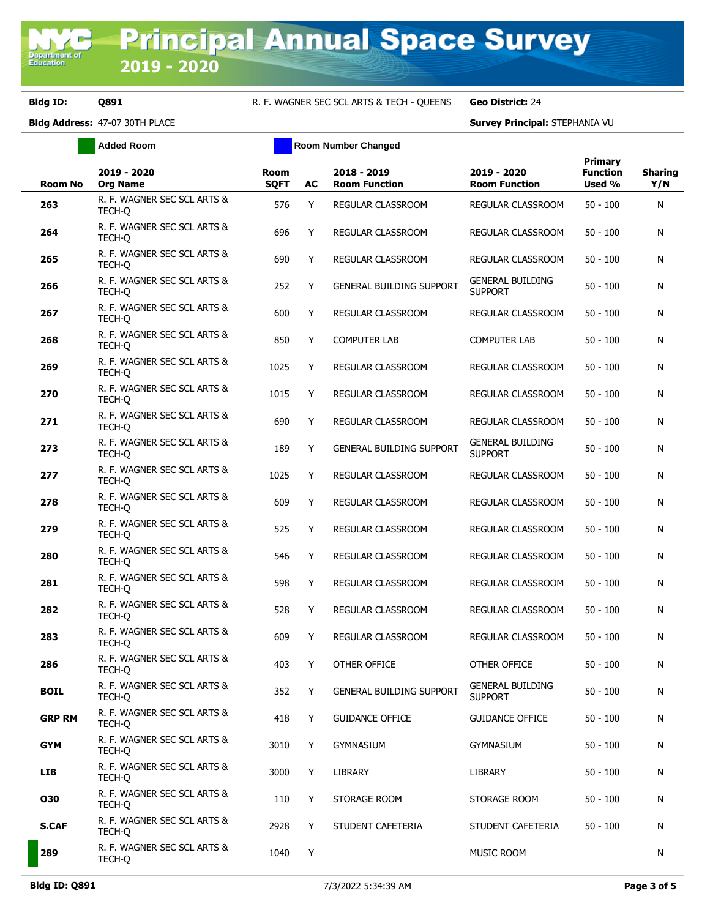# Principal Annual Space Survey

## 2019 - 2020

**Bldg ID:** Q891 &nbsp;&nbsp; R. F. WAGNER SEC SCL ARTS & TECH - QUEENS &nbsp;&nbsp; **Geo District:** 24

**Bldg Address:** 47-07 30TH PLACE &nbsp;&nbsp; **Survey Principal:** STEPHANIA VU

Added Room &nbsp;&nbsp; Room Number Changed

| Room No | 2019 - 2020 Org Name | Room SQFT | AC | 2018 - 2019 Room Function | 2019 - 2020 Room Function | Primary Function Used % | Sharing Y/N |
|---|---|---|---|---|---|---|---|
| 263 | R. F. WAGNER SEC SCL ARTS & TECH-Q | 576 | Y | REGULAR CLASSROOM | REGULAR CLASSROOM | 50 - 100 | N |
| 264 | R. F. WAGNER SEC SCL ARTS & TECH-Q | 696 | Y | REGULAR CLASSROOM | REGULAR CLASSROOM | 50 - 100 | N |
| 265 | R. F. WAGNER SEC SCL ARTS & TECH-Q | 690 | Y | REGULAR CLASSROOM | REGULAR CLASSROOM | 50 - 100 | N |
| 266 | R. F. WAGNER SEC SCL ARTS & TECH-Q | 252 | Y | GENERAL BUILDING SUPPORT | GENERAL BUILDING SUPPORT | 50 - 100 | N |
| 267 | R. F. WAGNER SEC SCL ARTS & TECH-Q | 600 | Y | REGULAR CLASSROOM | REGULAR CLASSROOM | 50 - 100 | N |
| 268 | R. F. WAGNER SEC SCL ARTS & TECH-Q | 850 | Y | COMPUTER LAB | COMPUTER LAB | 50 - 100 | N |
| 269 | R. F. WAGNER SEC SCL ARTS & TECH-Q | 1025 | Y | REGULAR CLASSROOM | REGULAR CLASSROOM | 50 - 100 | N |
| 270 | R. F. WAGNER SEC SCL ARTS & TECH-Q | 1015 | Y | REGULAR CLASSROOM | REGULAR CLASSROOM | 50 - 100 | N |
| 271 | R. F. WAGNER SEC SCL ARTS & TECH-Q | 690 | Y | REGULAR CLASSROOM | REGULAR CLASSROOM | 50 - 100 | N |
| 273 | R. F. WAGNER SEC SCL ARTS & TECH-Q | 189 | Y | GENERAL BUILDING SUPPORT | GENERAL BUILDING SUPPORT | 50 - 100 | N |
| 277 | R. F. WAGNER SEC SCL ARTS & TECH-Q | 1025 | Y | REGULAR CLASSROOM | REGULAR CLASSROOM | 50 - 100 | N |
| 278 | R. F. WAGNER SEC SCL ARTS & TECH-Q | 609 | Y | REGULAR CLASSROOM | REGULAR CLASSROOM | 50 - 100 | N |
| 279 | R. F. WAGNER SEC SCL ARTS & TECH-Q | 525 | Y | REGULAR CLASSROOM | REGULAR CLASSROOM | 50 - 100 | N |
| 280 | R. F. WAGNER SEC SCL ARTS & TECH-Q | 546 | Y | REGULAR CLASSROOM | REGULAR CLASSROOM | 50 - 100 | N |
| 281 | R. F. WAGNER SEC SCL ARTS & TECH-Q | 598 | Y | REGULAR CLASSROOM | REGULAR CLASSROOM | 50 - 100 | N |
| 282 | R. F. WAGNER SEC SCL ARTS & TECH-Q | 528 | Y | REGULAR CLASSROOM | REGULAR CLASSROOM | 50 - 100 | N |
| 283 | R. F. WAGNER SEC SCL ARTS & TECH-Q | 609 | Y | REGULAR CLASSROOM | REGULAR CLASSROOM | 50 - 100 | N |
| 286 | R. F. WAGNER SEC SCL ARTS & TECH-Q | 403 | Y | OTHER OFFICE | OTHER OFFICE | 50 - 100 | N |
| BOIL | R. F. WAGNER SEC SCL ARTS & TECH-Q | 352 | Y | GENERAL BUILDING SUPPORT | GENERAL BUILDING SUPPORT | 50 - 100 | N |
| GRP RM | R. F. WAGNER SEC SCL ARTS & TECH-Q | 418 | Y | GUIDANCE OFFICE | GUIDANCE OFFICE | 50 - 100 | N |
| GYM | R. F. WAGNER SEC SCL ARTS & TECH-Q | 3010 | Y | GYMNASIUM | GYMNASIUM | 50 - 100 | N |
| LIB | R. F. WAGNER SEC SCL ARTS & TECH-Q | 3000 | Y | LIBRARY | LIBRARY | 50 - 100 | N |
| O30 | R. F. WAGNER SEC SCL ARTS & TECH-Q | 110 | Y | STORAGE ROOM | STORAGE ROOM | 50 - 100 | N |
| S.CAF | R. F. WAGNER SEC SCL ARTS & TECH-Q | 2928 | Y | STUDENT CAFETERIA | STUDENT CAFETERIA | 50 - 100 | N |
| 289 | R. F. WAGNER SEC SCL ARTS & TECH-Q | 1040 | Y | | MUSIC ROOM | | N |

**Bldg ID: Q891** &nbsp;&nbsp; 7/3/2022 5:34:39 AM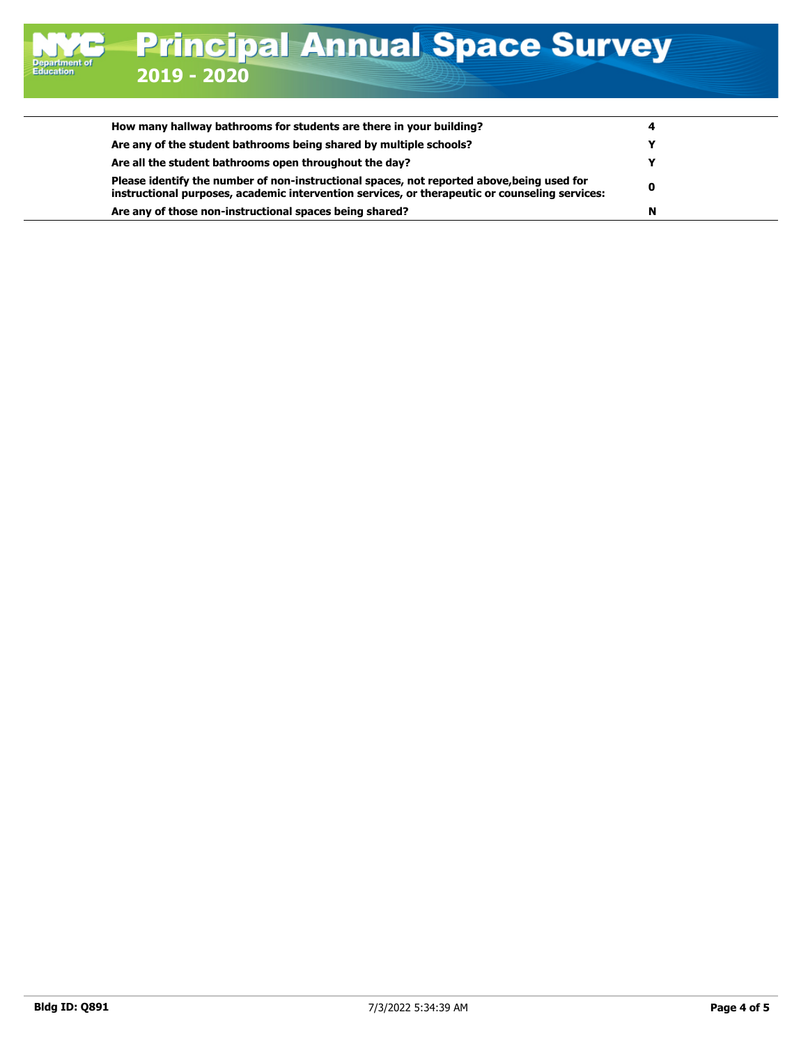# Principal Annual Space Survey

## 2019 - 2020

| | |
|---|---|
| **How many hallway bathrooms for students are there in your building?** | **4** |
| **Are any of the student bathrooms being shared by multiple schools?** | **Y** |
| **Are all the student bathrooms open throughout the day?** | **Y** |
| **Please identify the number of non-instructional spaces, not reported above,being used for instructional purposes, academic intervention services, or therapeutic or counseling services:** | **0** |
| **Are any of those non-instructional spaces being shared?** | **N** |

**Bldg ID: Q891** 7/3/2022 5:34:39 AM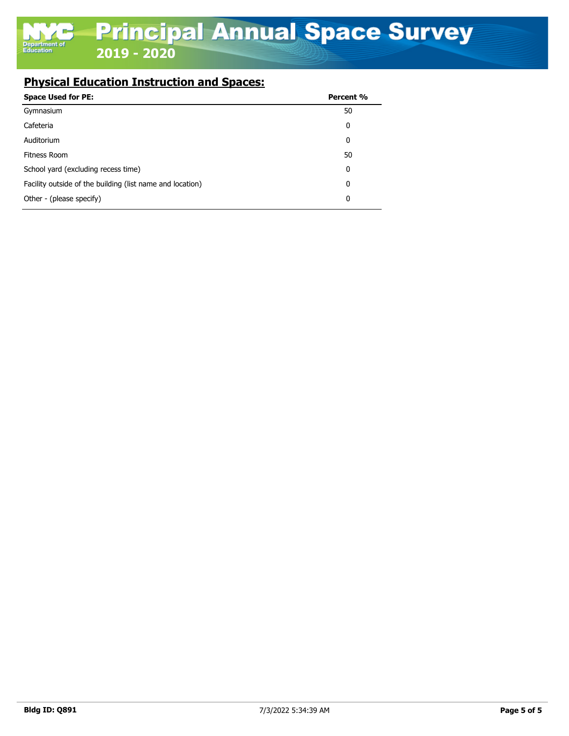## Physical Education Instruction and Spaces:

| Space Used for PE: | Percent % |
|---|---|
| Gymnasium | 50 |
| Cafeteria | 0 |
| Auditorium | 0 |
| Fitness Room | 50 |
| School yard (excluding recess time) | 0 |
| Facility outside of the building (list name and location) | 0 |
| Other - (please specify) | 0 |